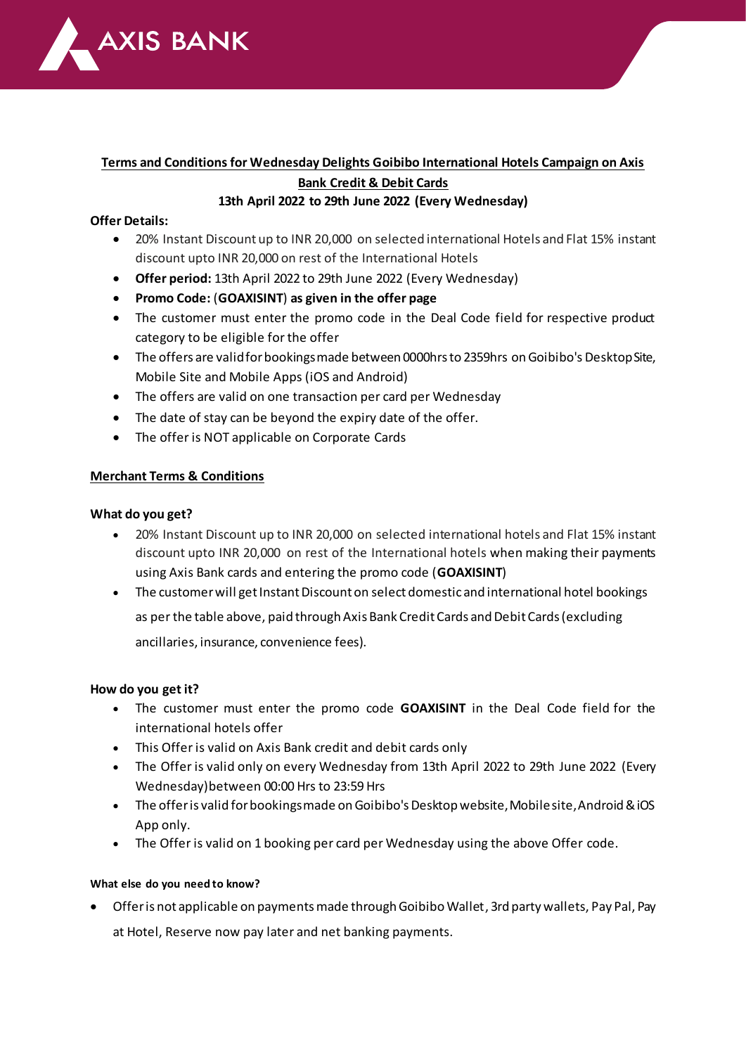## Terms and Conditions for Wednesday Delights Goibibo International Hotels Campaign on Axis Bank Credit & Debit Cards

**13th April 2022 to 29th June 2022 (Every Wednesday)**

**Offer Details:**

- 20% Instant Discount up to INR 20,000 on selected international Hotels and Flat 15% instant discount upto INR 20,000 on rest of the International Hotels
- **Offer period:** 13th April 2022 to 29th June 2022 (Every Wednesday)
- **Promo Code:** (**GOAXISINT**) **as given in the offer page**
- The customer must enter the promo code in the Deal Code field for respective product category to be eligible for the offer
- The offers are valid for bookings made between 0000hrs to 2359hrs on Goibibo's Desktop Site, Mobile Site and Mobile Apps (iOS and Android)
- The offers are valid on one transaction per card per Wednesday
- The date of stay can be beyond the expiry date of the offer.
- The offer is NOT applicable on Corporate Cards

### Merchant Terms & Conditions

**What do you get?**

- 20% Instant Discount up to INR 20,000 on selected international hotels and Flat 15% instant discount upto INR 20,000 on rest of the International hotels when making their payments using Axis Bank cards and entering the promo code (**GOAXISINT**)
- The customer will get Instant Discount on select domestic and international hotel bookings as per the table above, paid through Axis Bank Credit Cards and Debit Cards (excluding ancillaries, insurance, convenience fees).

**How do you get it?**

- The customer must enter the promo code **GOAXISINT** in the Deal Code field for the international hotels offer
- This Offer is valid on Axis Bank credit and debit cards only
- The Offer is valid only on every Wednesday from 13th April 2022 to 29th June 2022 (Every Wednesday) between 00:00 Hrs to 23:59 Hrs
- The offer is valid for bookings made on Goibibo's Desktop website, Mobile site, Android & iOS App only.
- The Offer is valid on 1 booking per card per Wednesday using the above Offer code.

**What else do you need to know?**

- Offer is not applicable on payments made through Goibibo Wallet, 3rd party wallets, Pay Pal, Pay at Hotel, Reserve now pay later and net banking payments.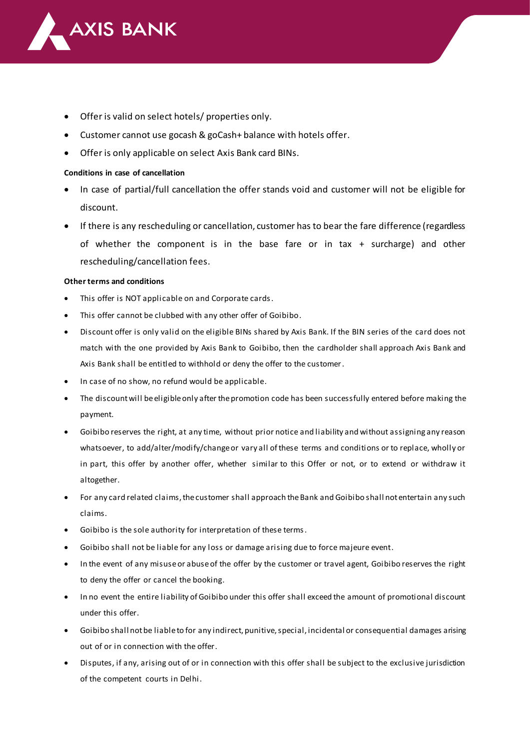- Offer is valid on select hotels/ properties only.
- Customer cannot use gocash & goCash+ balance with hotels offer.
- Offer is only applicable on select Axis Bank card BINs.

**Conditions in case of cancellation**

- In case of partial/full cancellation the offer stands void and customer will not be eligible for discount.
- If there is any rescheduling or cancellation, customer has to bear the fare difference (regardless of whether the component is in the base fare or in tax + surcharge) and other rescheduling/cancellation fees.

**Other terms and conditions**

- This offer is NOT applicable on and Corporate cards.
- This offer cannot be clubbed with any other offer of Goibibo.
- Discount offer is only valid on the eligible BINs shared by Axis Bank. If the BIN series of the card does not match with the one provided by Axis Bank to Goibibo, then the cardholder shall approach Axis Bank and Axis Bank shall be entitled to withhold or deny the offer to the customer.
- In case of no show, no refund would be applicable.
- The discount will be eligible only after the promotion code has been successfully entered before making the payment.
- Goibibo reserves the right, at any time, without prior notice and liability and without assigning any reason whatsoever, to add/alter/modify/change or vary all of these terms and conditions or to replace, wholly or in part, this offer by another offer, whether similar to this Offer or not, or to extend or withdraw it altogether.
- For any card related claims, the customer shall approach the Bank and Goibibo shall not entertain any such claims.
- Goibibo is the sole authority for interpretation of these terms.
- Goibibo shall not be liable for any loss or damage arising due to force majeure event.
- In the event of any misuse or abuse of the offer by the customer or travel agent, Goibibo reserves the right to deny the offer or cancel the booking.
- In no event the entire liability of Goibibo under this offer shall exceed the amount of promotional discount under this offer.
- Goibibo shall not be liable to for any indirect, punitive, special, incidental or consequential damages arising out of or in connection with the offer.
- Disputes, if any, arising out of or in connection with this offer shall be subject to the exclusive jurisdiction of the competent courts in Delhi.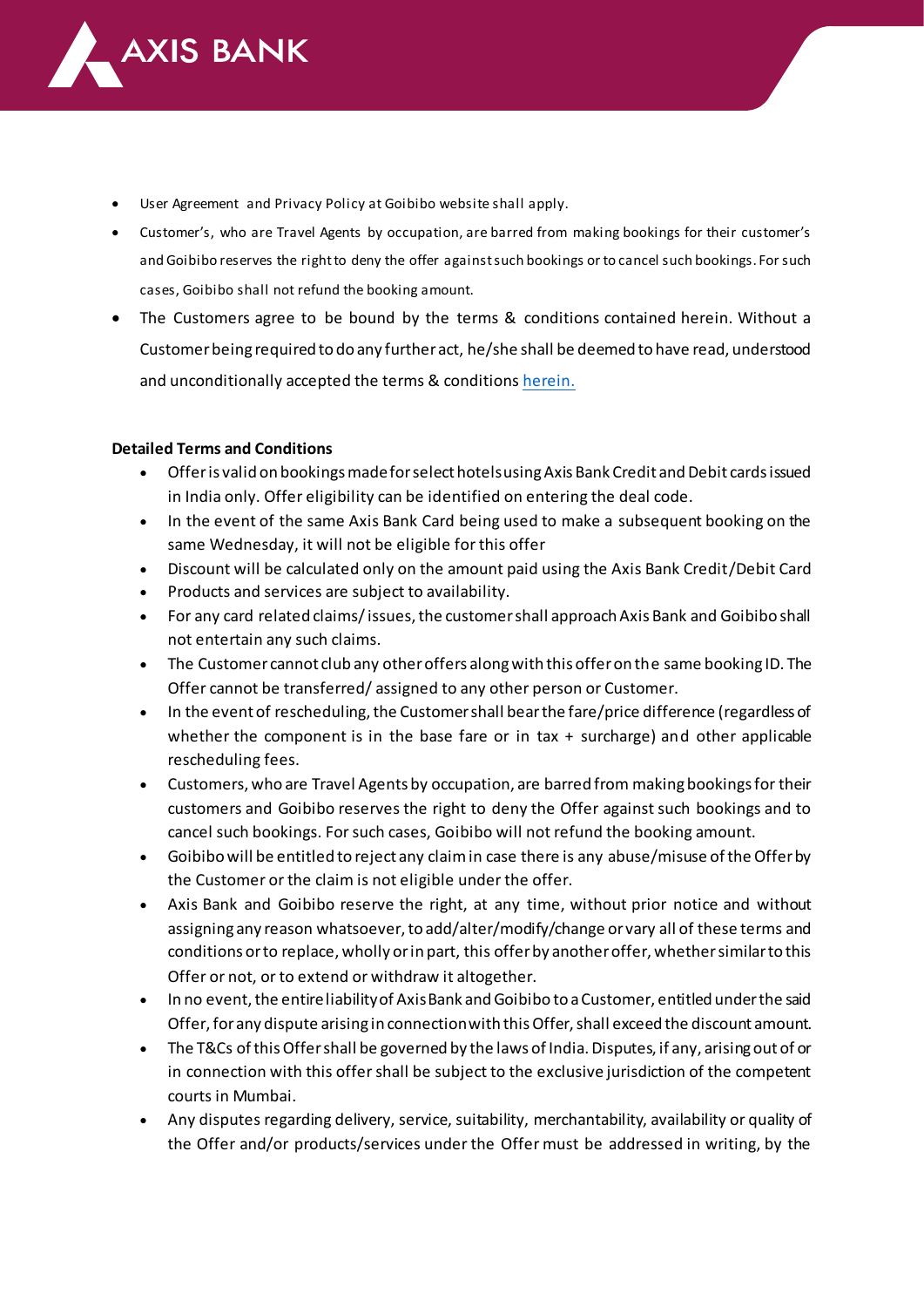- User Agreement and Privacy Policy at Goibibo website shall apply.
- Customer's, who are Travel Agents by occupation, are barred from making bookings for their customer's and Goibibo reserves the right to deny the offer against such bookings or to cancel such bookings. For such cases, Goibibo shall not refund the booking amount.
- The Customers agree to be bound by the terms & conditions contained herein. Without a Customer being required to do any further act, he/she shall be deemed to have read, understood and unconditionally accepted the terms & conditions herein.

**Detailed Terms and Conditions**

- Offer is valid on bookings made for select hotels using Axis Bank Credit and Debit cards issued in India only. Offer eligibility can be identified on entering the deal code.
- In the event of the same Axis Bank Card being used to make a subsequent booking on the same Wednesday, it will not be eligible for this offer
- Discount will be calculated only on the amount paid using the Axis Bank Credit/Debit Card
- Products and services are subject to availability.
- For any card related claims/ issues, the customer shall approach Axis Bank and Goibibo shall not entertain any such claims.
- The Customer cannot club any other offers along with this offer on the same booking ID. The Offer cannot be transferred/ assigned to any other person or Customer.
- In the event of rescheduling, the Customer shall bear the fare/price difference (regardless of whether the component is in the base fare or in tax + surcharge) and other applicable rescheduling fees.
- Customers, who are Travel Agents by occupation, are barred from making bookings for their customers and Goibibo reserves the right to deny the Offer against such bookings and to cancel such bookings. For such cases, Goibibo will not refund the booking amount.
- Goibibo will be entitled to reject any claim in case there is any abuse/misuse of the Offer by the Customer or the claim is not eligible under the offer.
- Axis Bank and Goibibo reserve the right, at any time, without prior notice and without assigning any reason whatsoever, to add/alter/modify/change or vary all of these terms and conditions or to replace, wholly or in part, this offer by another offer, whether similar to this Offer or not, or to extend or withdraw it altogether.
- In no event, the entire liability of Axis Bank and Goibibo to a Customer, entitled under the said Offer, for any dispute arising in connection with this Offer, shall exceed the discount amount.
- The T&Cs of this Offer shall be governed by the laws of India. Disputes, if any, arising out of or in connection with this offer shall be subject to the exclusive jurisdiction of the competent courts in Mumbai.
- Any disputes regarding delivery, service, suitability, merchantability, availability or quality of the Offer and/or products/services under the Offer must be addressed in writing, by the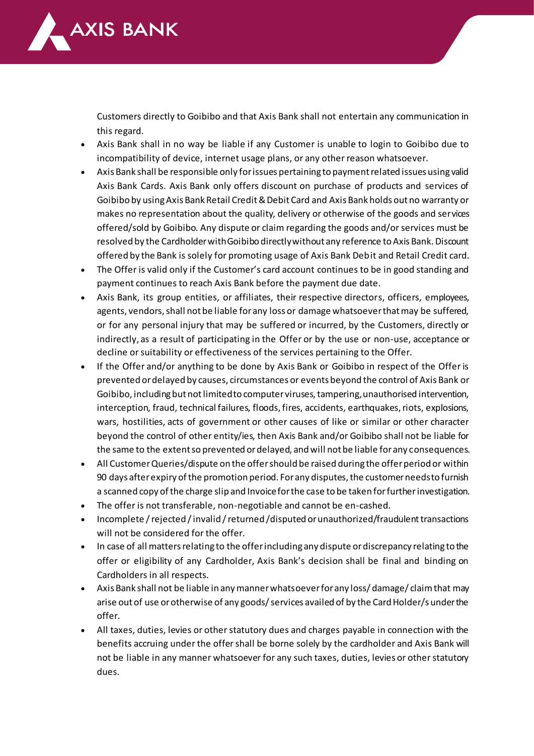Customers directly to Goibibo and that Axis Bank shall not entertain any communication in this regard.

- Axis Bank shall in no way be liable if any Customer is unable to login to Goibibo due to incompatibility of device, internet usage plans, or any other reason whatsoever.
- Axis Bank shall be responsible only for issues pertaining to payment related issues using valid Axis Bank Cards. Axis Bank only offers discount on purchase of products and services of Goibibo by using Axis Bank Retail Credit & Debit Card and Axis Bank holds out no warranty or makes no representation about the quality, delivery or otherwise of the goods and services offered/sold by Goibibo. Any dispute or claim regarding the goods and/or services must be resolved by the Cardholder with Goibibo directly without any reference to Axis Bank. Discount offered by the Bank is solely for promoting usage of Axis Bank Debit and Retail Credit card.
- The Offer is valid only if the Customer's card account continues to be in good standing and payment continues to reach Axis Bank before the payment due date.
- Axis Bank, its group entities, or affiliates, their respective directors, officers, employees, agents, vendors, shall not be liable for any loss or damage whatsoever that may be suffered, or for any personal injury that may be suffered or incurred, by the Customers, directly or indirectly, as a result of participating in the Offer or by the use or non-use, acceptance or decline or suitability or effectiveness of the services pertaining to the Offer.
- If the Offer and/or anything to be done by Axis Bank or Goibibo in respect of the Offer is prevented or delayed by causes, circumstances or events beyond the control of Axis Bank or Goibibo, including but not limited to computer viruses, tampering, unauthorised intervention, interception, fraud, technical failures, floods, fires, accidents, earthquakes, riots, explosions, wars, hostilities, acts of government or other causes of like or similar or other character beyond the control of other entity/ies, then Axis Bank and/or Goibibo shall not be liable for the same to the extent so prevented or delayed, and will not be liable for any consequences.
- All Customer Queries/dispute on the offer should be raised during the offer period or within 90 days after expiry of the promotion period. For any disputes, the customer needs to furnish a scanned copy of the charge slip and Invoice for the case to be taken for further investigation.
- The offer is not transferable, non-negotiable and cannot be en-cashed.
- Incomplete / rejected / invalid / returned /disputed or unauthorized/fraudulent transactions will not be considered for the offer.
- In case of all matters relating to the offer including any dispute or discrepancy relating to the offer or eligibility of any Cardholder, Axis Bank's decision shall be final and binding on Cardholders in all respects.
- Axis Bank shall not be liable in any manner whatsoever for any loss/ damage/ claim that may arise out of use or otherwise of any goods/ services availed of by the Card Holder/s under the offer.
- All taxes, duties, levies or other statutory dues and charges payable in connection with the benefits accruing under the offer shall be borne solely by the cardholder and Axis Bank will not be liable in any manner whatsoever for any such taxes, duties, levies or other statutory dues.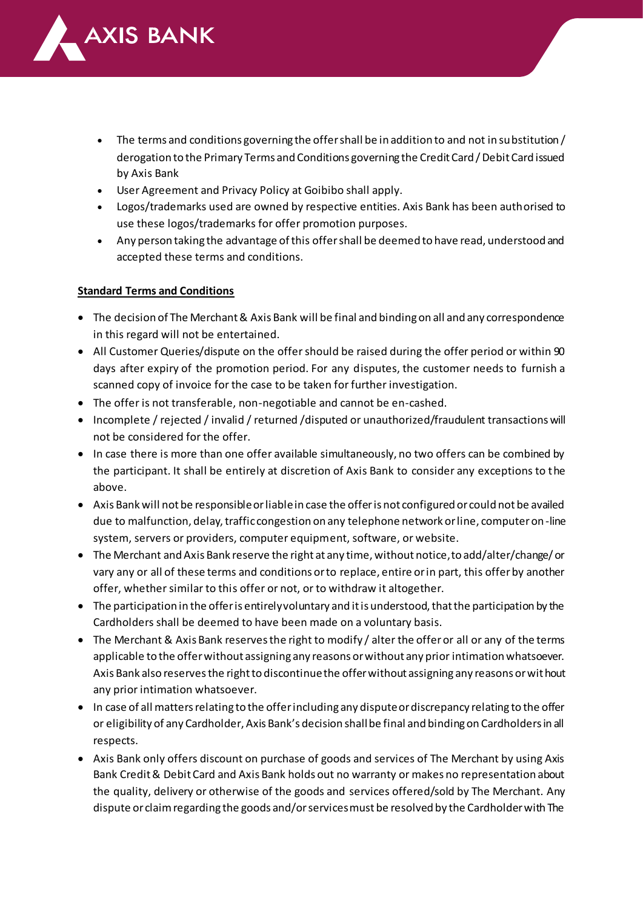- The terms and conditions governing the offer shall be in addition to and not in substitution / derogation to the Primary Terms and Conditions governing the Credit Card / Debit Card issued by Axis Bank
- User Agreement and Privacy Policy at Goibibo shall apply.
- Logos/trademarks used are owned by respective entities. Axis Bank has been authorised to use these logos/trademarks for offer promotion purposes.
- Any person taking the advantage of this offer shall be deemed to have read, understood and accepted these terms and conditions.

**Standard Terms and Conditions**

- The decision of The Merchant & Axis Bank will be final and binding on all and any correspondence in this regard will not be entertained.
- All Customer Queries/dispute on the offer should be raised during the offer period or within 90 days after expiry of the promotion period. For any disputes, the customer needs to furnish a scanned copy of invoice for the case to be taken for further investigation.
- The offer is not transferable, non-negotiable and cannot be en-cashed.
- Incomplete / rejected / invalid / returned /disputed or unauthorized/fraudulent transactions will not be considered for the offer.
- In case there is more than one offer available simultaneously, no two offers can be combined by the participant. It shall be entirely at discretion of Axis Bank to consider any exceptions to the above.
- Axis Bank will not be responsible or liable in case the offer is not configured or could not be availed due to malfunction, delay, traffic congestion on any telephone network or line, computer on-line system, servers or providers, computer equipment, software, or website.
- The Merchant and Axis Bank reserve the right at any time, without notice, to add/alter/change/ or vary any or all of these terms and conditions or to replace, entire or in part, this offer by another offer, whether similar to this offer or not, or to withdraw it altogether.
- The participation in the offer is entirely voluntary and it is understood, that the participation by the Cardholders shall be deemed to have been made on a voluntary basis.
- The Merchant & Axis Bank reserves the right to modify / alter the offer or all or any of the terms applicable to the offer without assigning any reasons or without any prior intimation whatsoever. Axis Bank also reserves the right to discontinue the offer without assigning any reasons or without any prior intimation whatsoever.
- In case of all matters relating to the offer including any dispute or discrepancy relating to the offer or eligibility of any Cardholder, Axis Bank's decision shall be final and binding on Cardholders in all respects.
- Axis Bank only offers discount on purchase of goods and services of The Merchant by using Axis Bank Credit & Debit Card and Axis Bank holds out no warranty or makes no representation about the quality, delivery or otherwise of the goods and services offered/sold by The Merchant. Any dispute or claim regarding the goods and/or services must be resolved by the Cardholder with The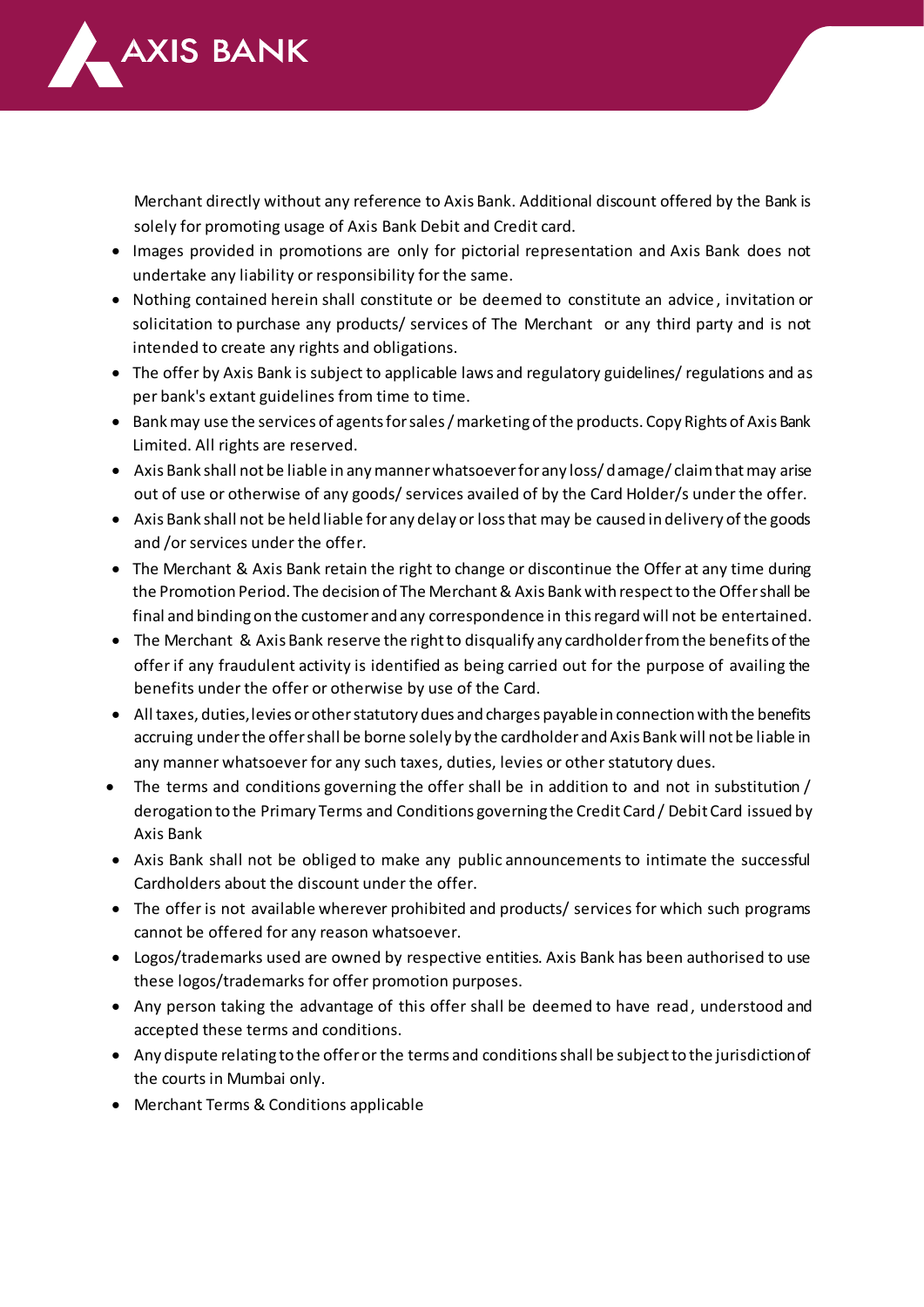Merchant directly without any reference to Axis Bank. Additional discount offered by the Bank is solely for promoting usage of Axis Bank Debit and Credit card.

- Images provided in promotions are only for pictorial representation and Axis Bank does not undertake any liability or responsibility for the same.
- Nothing contained herein shall constitute or be deemed to constitute an advice, invitation or solicitation to purchase any products/ services of The Merchant or any third party and is not intended to create any rights and obligations.
- The offer by Axis Bank is subject to applicable laws and regulatory guidelines/ regulations and as per bank's extant guidelines from time to time.
- Bank may use the services of agents for sales / marketing of the products. Copy Rights of Axis Bank Limited. All rights are reserved.
- Axis Bank shall not be liable in any manner whatsoever for any loss/ damage/ claim that may arise out of use or otherwise of any goods/ services availed of by the Card Holder/s under the offer.
- Axis Bank shall not be held liable for any delay or loss that may be caused in delivery of the goods and /or services under the offer.
- The Merchant & Axis Bank retain the right to change or discontinue the Offer at any time during the Promotion Period. The decision of The Merchant & Axis Bank with respect to the Offer shall be final and binding on the customer and any correspondence in this regard will not be entertained.
- The Merchant & Axis Bank reserve the right to disqualify any cardholder from the benefits of the offer if any fraudulent activity is identified as being carried out for the purpose of availing the benefits under the offer or otherwise by use of the Card.
- All taxes, duties, levies or other statutory dues and charges payable in connection with the benefits accruing under the offer shall be borne solely by the cardholder and Axis Bank will not be liable in any manner whatsoever for any such taxes, duties, levies or other statutory dues.
- The terms and conditions governing the offer shall be in addition to and not in substitution / derogation to the Primary Terms and Conditions governing the Credit Card / Debit Card issued by Axis Bank
- Axis Bank shall not be obliged to make any public announcements to intimate the successful Cardholders about the discount under the offer.
- The offer is not available wherever prohibited and products/ services for which such programs cannot be offered for any reason whatsoever.
- Logos/trademarks used are owned by respective entities. Axis Bank has been authorised to use these logos/trademarks for offer promotion purposes.
- Any person taking the advantage of this offer shall be deemed to have read, understood and accepted these terms and conditions.
- Any dispute relating to the offer or the terms and conditions shall be subject to the jurisdiction of the courts in Mumbai only.
- Merchant Terms & Conditions applicable